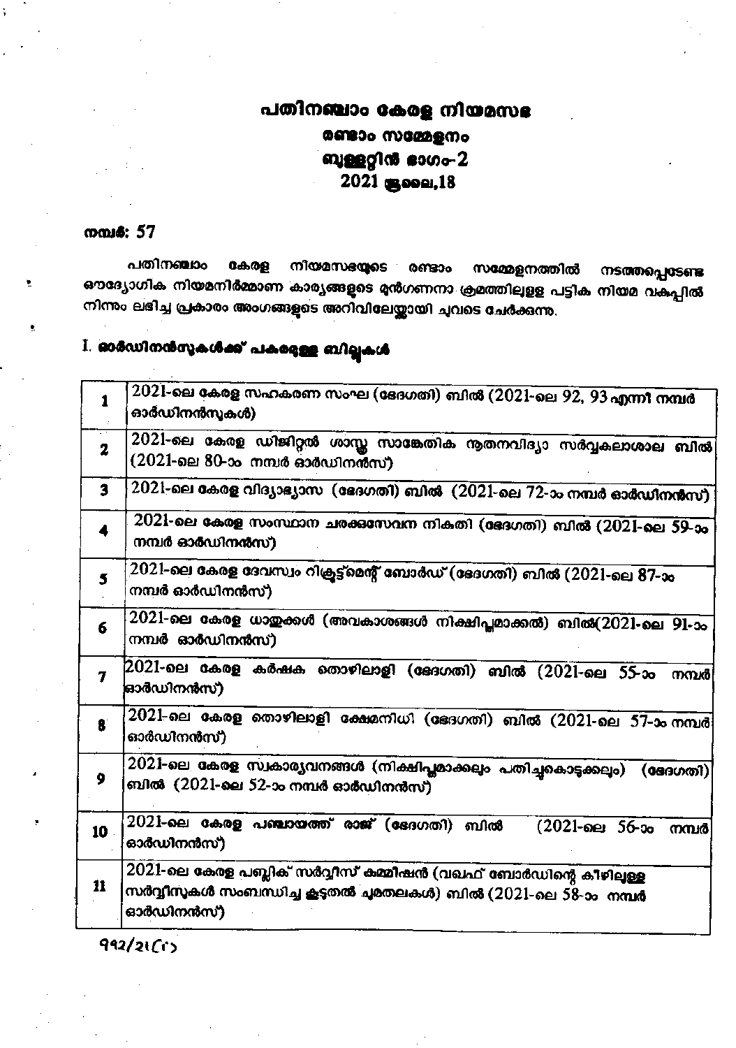# പതിനഞ്ചാം കേരള നിയമസഭ

## രണ്ടാം സമ്മേളനം

## ബുള്ളറ്റിൻ ഭാഗം-2

## 2021 ജൂലൈ,18

**നമ്പർ: 57**

പതിനഞ്ചാം കേരള നിയമസഭയുടെ രണ്ടാം സമ്മേളനത്തിൽ നടത്തപ്പെടേണ്ട ഔദ്യോഗിക നിയമനിർമ്മാണ കാര്യങ്ങളുടെ മുൻഗണനാ ക്രമത്തിലുള്ള പട്ടിക നിയമ വകുപ്പിൽ നിന്നും ലഭിച്ച പ്രകാരം അംഗങ്ങളുടെ അറിവിലേയ്ക്കായി ചുവടെ ചേർക്കുന്നു.

### I. ഓർഡിനൻസുകൾക്ക് പകരമുള്ള ബില്ലുകൾ

| | |
|---|---|
| 1 | 2021-ലെ കേരള സഹകരണ സംഘ (ഭേദഗതി) ബിൽ (2021-ലെ 92, 93 എന്നീ നമ്പർ ഓർഡിനൻസുകൾ) |
| 2 | 2021-ലെ കേരള ഡിജിറ്റൽ ശാസ്ത്ര സാങ്കേതിക നൂതനവിദ്യാ സർവ്വകലാശാല ബിൽ (2021-ലെ 80-ാം നമ്പർ ഓർഡിനൻസ്) |
| 3 | 2021-ലെ കേരള വിദ്യാഭ്യാസ (ഭേദഗതി) ബിൽ (2021-ലെ 72-ാം നമ്പർ ഓർഡിനൻസ്) |
| 4 | 2021-ലെ കേരള സംസ്ഥാന ചരക്കുസേവന നികുതി (ഭേദഗതി) ബിൽ (2021-ലെ 59-ാം നമ്പർ ഓർഡിനൻസ്) |
| 5 | 2021-ലെ കേരള ദേവസ്വം റിക്രൂട്ട്മെന്റ് ബോർഡ് (ഭേദഗതി) ബിൽ (2021-ലെ 87-ാം നമ്പർ ഓർഡിനൻസ്) |
| 6 | 2021-ലെ കേരള ധാതുക്കൾ (അവകാശങ്ങൾ നിക്ഷിപ്തമാക്കൽ) ബിൽ(2021-ലെ 91-ാം നമ്പർ ഓർഡിനൻസ്) |
| 7 | 2021-ലെ കേരള കർഷക തൊഴിലാളി (ഭേദഗതി) ബിൽ (2021-ലെ 55-ാം നമ്പർ ഓർഡിനൻസ്) |
| 8 | 2021-ലെ കേരള തൊഴിലാളി ക്ഷേമനിധി (ഭേദഗതി) ബിൽ (2021-ലെ 57-ാം നമ്പർ ഓർഡിനൻസ്) |
| 9 | 2021-ലെ കേരള സ്വകാര്യവനങ്ങൾ (നിക്ഷിപ്തമാക്കലും പതിച്ചുകൊടുക്കലും) (ഭേദഗതി) ബിൽ (2021-ലെ 52-ാം നമ്പർ ഓർഡിനൻസ്) |
| 10 | 2021-ലെ കേരള പഞ്ചായത്ത് രാജ് (ഭേദഗതി) ബിൽ (2021-ലെ 56-ാം നമ്പർ ഓർഡിനൻസ്) |
| 11 | 2021-ലെ കേരള പബ്ലിക് സർവ്വീസ് കമ്മീഷൻ (വഖഫ് ബോർഡിന്റെ കീഴിലുള്ള സർവ്വീസുകൾ സംബന്ധിച്ച കൂടുതൽ ചുമതലകൾ) ബിൽ (2021-ലെ 58-ാം നമ്പർ ഓർഡിനൻസ്) |

൧൧൨/൨൧(൧)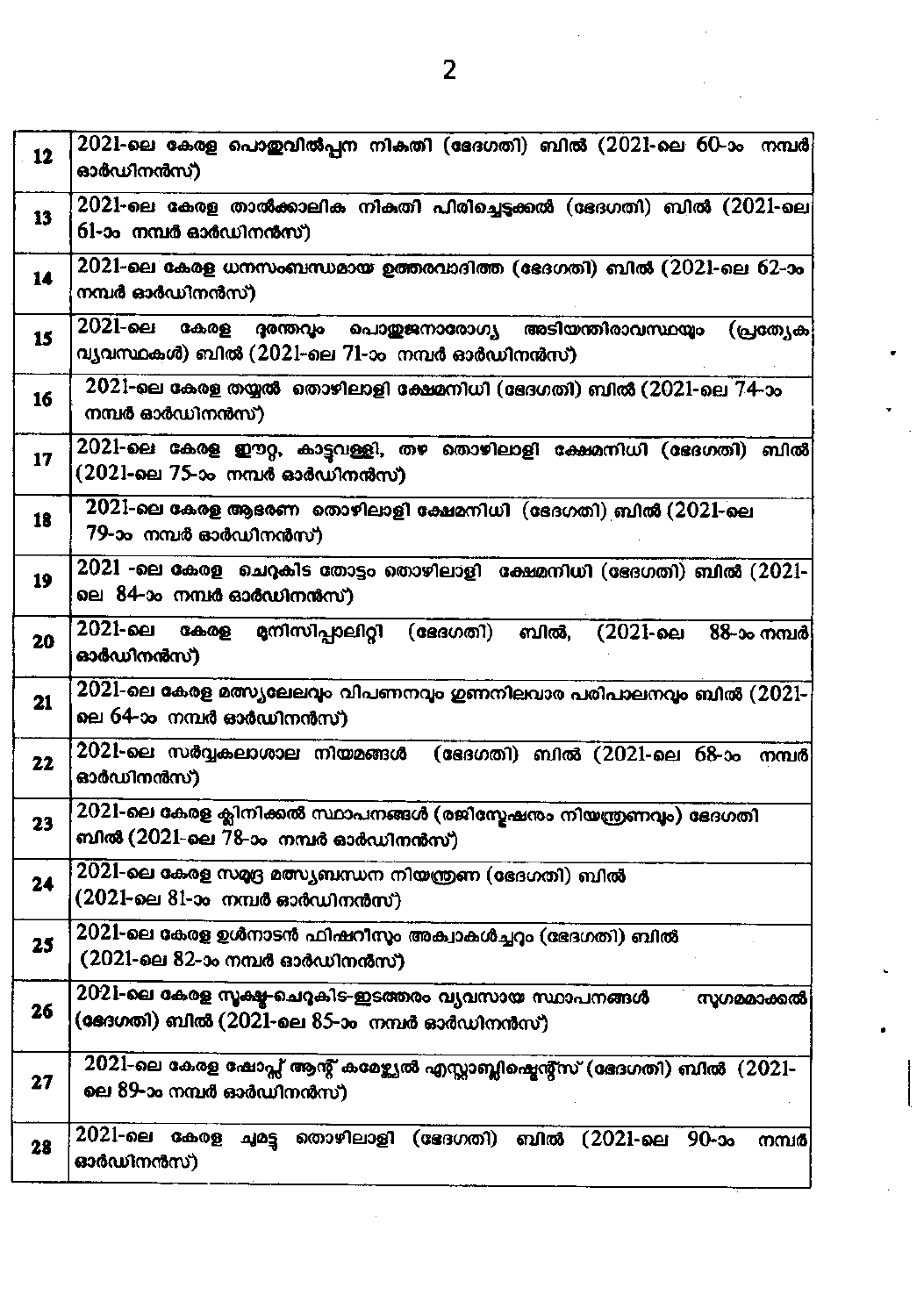| | |
|---|---|
| 12 | 2021-ലെ കേരള പൊതുവിൽപ്പന നികുതി (ഭേദഗതി) ബിൽ (2021-ലെ 60-ാം നമ്പർ ഓർഡിനൻസ്) |
| 13 | 2021-ലെ കേരള താൽക്കാലിക നികുതി പിരിച്ചെടുക്കൽ (ഭേദഗതി) ബിൽ (2021-ലെ 61-ാം നമ്പർ ഓർഡിനൻസ്) |
| 14 | 2021-ലെ കേരള ധനസംബന്ധമായ ഉത്തരവാദിത്ത (ഭേദഗതി) ബിൽ (2021-ലെ 62-ാം നമ്പർ ഓർഡിനൻസ്) |
| 15 | 2021-ലെ കേരള ദുരന്തവും പൊതുജനാരോഗ്യ അടിയന്തിരാവസ്ഥയും (പ്രത്യേക വ്യവസ്ഥകൾ) ബിൽ (2021-ലെ 71-ാം നമ്പർ ഓർഡിനൻസ്) |
| 16 | 2021-ലെ കേരള തയ്യൽ തൊഴിലാളി ക്ഷേമനിധി (ഭേദഗതി) ബിൽ (2021-ലെ 74-ാം നമ്പർ ഓർഡിനൻസ്) |
| 17 | 2021-ലെ കേരള ഈറ്റ, കാട്ടുവള്ളി, തഴ തൊഴിലാളി ക്ഷേമനിധി (ഭേദഗതി) ബിൽ (2021-ലെ 75-ാം നമ്പർ ഓർഡിനൻസ്) |
| 18 | 2021-ലെ കേരള ആഭരണ തൊഴിലാളി ക്ഷേമനിധി (ഭേദഗതി) ബിൽ (2021-ലെ 79-ാം നമ്പർ ഓർഡിനൻസ്) |
| 19 | 2021 -ലെ കേരള ചെറുകിട തോട്ടം തൊഴിലാളി ക്ഷേമനിധി (ഭേദഗതി) ബിൽ (2021-ലെ 84-ാം നമ്പർ ഓർഡിനൻസ്) |
| 20 | 2021-ലെ കേരള മുനിസിപ്പാലിറ്റി (ഭേദഗതി) ബിൽ, (2021-ലെ 88-ാം നമ്പർ ഓർഡിനൻസ്) |
| 21 | 2021-ലെ കേരള മത്സ്യലേലവും വിപണനവും ഗുണനിലവാര പരിപാലനവും ബിൽ (2021-ലെ 64-ാം നമ്പർ ഓർഡിനൻസ്) |
| 22 | 2021-ലെ സർവ്വകലാശാല നിയമങ്ങൾ (ഭേദഗതി) ബിൽ (2021-ലെ 68-ാം നമ്പർ ഓർഡിനൻസ്) |
| 23 | 2021-ലെ കേരള ക്ലിനിക്കൽ സ്ഥാപനങ്ങൾ (രജിസ്ട്രേഷനും നിയന്ത്രണവും) ഭേദഗതി ബിൽ (2021-ലെ 78-ാം നമ്പർ ഓർഡിനൻസ്) |
| 24 | 2021-ലെ കേരള സമുദ്ര മത്സ്യബന്ധന നിയന്ത്രണ (ഭേദഗതി) ബിൽ (2021-ലെ 81-ാം നമ്പർ ഓർഡിനൻസ്) |
| 25 | 2021-ലെ കേരള ഉൾനാടൻ ഫിഷറീസും അക്വാകൾച്ചറും (ഭേദഗതി) ബിൽ (2021-ലെ 82-ാം നമ്പർ ഓർഡിനൻസ്) |
| 26 | 2021-ലെ കേരള സൂക്ഷ്മ-ചെറുകിട-ഇടത്തരം വ്യവസായ സ്ഥാപനങ്ങൾ സുഗമമാക്കൽ (ഭേദഗതി) ബിൽ (2021-ലെ 85-ാം നമ്പർ ഓർഡിനൻസ്) |
| 27 | 2021-ലെ കേരള ഷോപ്പ്സ് ആന്റ് കമേഴ്സ്യൽ എസ്റ്റാബ്ലിഷ്മെന്റ്സ് (ഭേദഗതി) ബിൽ (2021-ലെ 89-ാം നമ്പർ ഓർഡിനൻസ്) |
| 28 | 2021-ലെ കേരള ചുമട്ട് തൊഴിലാളി (ഭേദഗതി) ബിൽ (2021-ലെ 90-ാം നമ്പർ ഓർഡിനൻസ്) |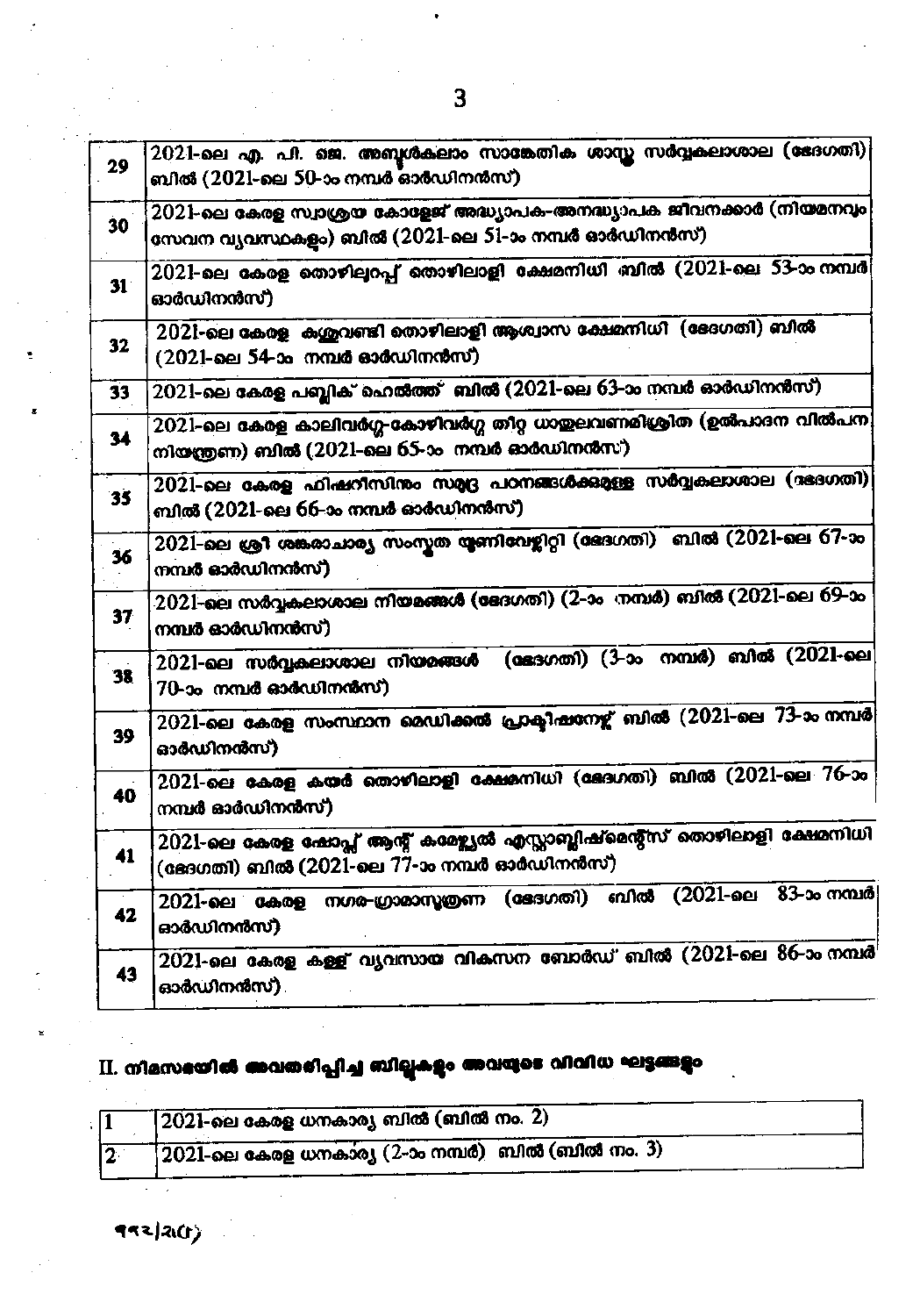| 29 | 2021-ലെ എ. പി. ജെ. അബ്ദുൾകലാം സാങ്കേതിക ശാസ്ത്ര സർവ്വകലാശാല (ഭേദഗതി) ബിൽ (2021-ലെ 50-ാം നമ്പർ ഓർഡിനൻസ്) |
|---|---|
| 30 | 2021-ലെ കേരള സ്വാശ്രയ കോളേജ് അദ്ധ്യാപക-അനദ്ധ്യാപക ജീവനക്കാർ (നിയമനവും സേവന വ്യവസ്ഥകളും) ബിൽ (2021-ലെ 51-ാം നമ്പർ ഓർഡിനൻസ്) |
| 31 | 2021-ലെ കേരള തൊഴിലുറപ്പ് തൊഴിലാളി ക്ഷേമനിധി ബിൽ (2021-ലെ 53-ാം നമ്പർ ഓർഡിനൻസ്) |
| 32 | 2021-ലെ കേരള കശുവണ്ടി തൊഴിലാളി ആശ്വാസ ക്ഷേമനിധി (ഭേദഗതി) ബിൽ (2021-ലെ 54-ാം നമ്പർ ഓർഡിനൻസ്) |
| 33 | 2021-ലെ കേരള പബ്ലിക് ഹെൽത്ത് ബിൽ (2021-ലെ 63-ാം നമ്പർ ഓർഡിനൻസ്) |
| 34 | 2021-ലെ കേരള കാലിവർഗ്ഗ-കോഴിവർഗ്ഗ തീറ്റ ധാതുലവണമിശ്രിത (ഉൽപാദന വിൽപന നിയന്ത്രണ) ബിൽ (2021-ലെ 65-ാം നമ്പർ ഓർഡിനൻസ്) |
| 35 | 2021-ലെ കേരള ഫിഷറീസിനും സമുദ്ര പഠനങ്ങൾക്കുമുള്ള സർവ്വകലാശാല (ഭേദഗതി) ബിൽ (2021-ലെ 66-ാം നമ്പർ ഓർഡിനൻസ്) |
| 36 | 2021-ലെ ശ്രീ ശങ്കരാചാര്യ സംസ്കൃത യൂണിവേഴ്സിറ്റി (ഭേദഗതി) ബിൽ (2021-ലെ 67-ാം നമ്പർ ഓർഡിനൻസ്) |
| 37 | 2021-ലെ സർവ്വകലാശാല നിയമങ്ങൾ (ഭേദഗതി) (2-ാം നമ്പർ) ബിൽ (2021-ലെ 69-ാം നമ്പർ ഓർഡിനൻസ്) |
| 38 | 2021-ലെ സർവ്വകലാശാല നിയമങ്ങൾ (ഭേദഗതി) (3-ാം നമ്പർ) ബിൽ (2021-ലെ 70-ാം നമ്പർ ഓർഡിനൻസ്) |
| 39 | 2021-ലെ കേരള സംസ്ഥാന മെഡിക്കൽ പ്രാക്ടീഷനേഴ്സ് ബിൽ (2021-ലെ 73-ാം നമ്പർ ഓർഡിനൻസ്) |
| 40 | 2021-ലെ കേരള കയർ തൊഴിലാളി ക്ഷേമനിധി (ഭേദഗതി) ബിൽ (2021-ലെ 76-ാം നമ്പർ ഓർഡിനൻസ്) |
| 41 | 2021-ലെ കേരള ഷോപ്പ്സ് ആന്റ് കമേഴ്സ്യൽ എസ്റ്റാബ്ലിഷ്മെന്റ്സ് തൊഴിലാളി ക്ഷേമനിധി (ഭേദഗതി) ബിൽ (2021-ലെ 77-ാം നമ്പർ ഓർഡിനൻസ്) |
| 42 | 2021-ലെ കേരള നഗര-ഗ്രാമാസൂത്രണ (ഭേദഗതി) ബിൽ (2021-ലെ 83-ാം നമ്പർ ഓർഡിനൻസ്) |
| 43 | 2021-ലെ കേരള കള്ള് വ്യവസായ വികസന ബോർഡ് ബിൽ (2021-ലെ 86-ാം നമ്പർ ഓർഡിനൻസ്) |

## II. നിയമസഭയിൽ അവതരിപ്പിച്ച ബില്ലുകളും അവയുടെ വിവിധ ഘട്ടങ്ങളും

| 1 | 2021-ലെ കേരള ധനകാര്യ ബിൽ (ബിൽ നം. 2) |
|---|---|
| 2 | 2021-ലെ കേരള ധനകാര്യ (2-ാം നമ്പർ) ബിൽ (ബിൽ നം. 3) |

൧൧൨/൨൦൨൧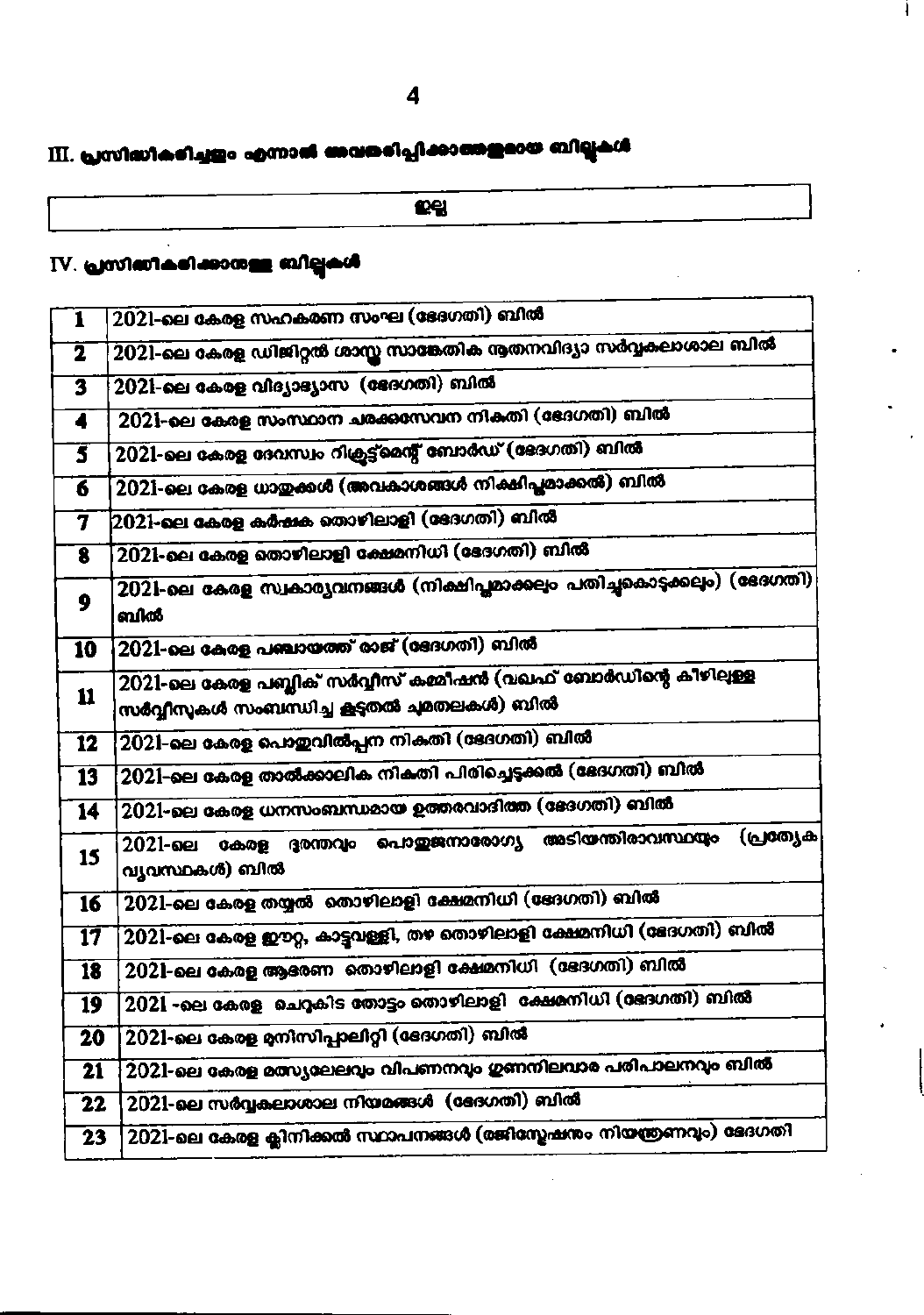## III. പ്രസിദ്ധീകരിച്ചതും എന്നാൽ അവതരിപ്പിക്കാത്തതുമായ ബില്ലുകൾ

| ഇല്ല |
|---|

## IV. പ്രസിദ്ധീകരിക്കാനുള്ള ബില്ലുകൾ

| | |
|---|---|
| 1 | 2021-ലെ കേരള സഹകരണ സംഘ (ഭേദഗതി) ബിൽ |
| 2 | 2021-ലെ കേരള ഡിജിറ്റൽ ശാസ്ത്ര സാങ്കേതിക നൂതനവിദ്യാ സർവ്വകലാശാല ബിൽ |
| 3 | 2021-ലെ കേരള വിദ്യാഭ്യാസ (ഭേദഗതി) ബിൽ |
| 4 | 2021-ലെ കേരള സംസ്ഥാന ചരക്കുസേവന നികുതി (ഭേദഗതി) ബിൽ |
| 5 | 2021-ലെ കേരള ദേവസ്വം റിക്രൂട്ട്മെന്റ് ബോർഡ് (ഭേദഗതി) ബിൽ |
| 6 | 2021-ലെ കേരള ധാതുക്കൾ (അവകാശങ്ങൾ നിക്ഷിപ്തമാക്കൽ) ബിൽ |
| 7 | 2021-ലെ കേരള കർഷക തൊഴിലാളി (ഭേദഗതി) ബിൽ |
| 8 | 2021-ലെ കേരള തൊഴിലാളി ക്ഷേമനിധി (ഭേദഗതി) ബിൽ |
| 9 | 2021-ലെ കേരള സ്വകാര്യവനങ്ങൾ (നിക്ഷിപ്തമാക്കലും പതിച്ചുകൊടുക്കലും) (ഭേദഗതി) ബിൽ |
| 10 | 2021-ലെ കേരള പഞ്ചായത്ത് രാജ് (ഭേദഗതി) ബിൽ |
| 11 | 2021-ലെ കേരള പബ്ലിക് സർവ്വീസ് കമ്മീഷൻ (വഖഫ് ബോർഡിന്റെ കീഴിലുള്ള സർവ്വീസുകൾ സംബന്ധിച്ച കൂടുതൽ ചുമതലകൾ) ബിൽ |
| 12 | 2021-ലെ കേരള പൊതുവിൽപ്പന നികുതി (ഭേദഗതി) ബിൽ |
| 13 | 2021-ലെ കേരള താൽക്കാലിക നികുതി പിരിച്ചെടുക്കൽ (ഭേദഗതി) ബിൽ |
| 14 | 2021-ലെ കേരള ധനസംബന്ധമായ ഉത്തരവാദിത്ത (ഭേദഗതി) ബിൽ |
| 15 | 2021-ലെ കേരള ദുരന്തവും പൊതുജനാരോഗ്യ അടിയന്തിരാവസ്ഥയും (പ്രത്യേക വ്യവസ്ഥകൾ) ബിൽ |
| 16 | 2021-ലെ കേരള തയ്യൽ തൊഴിലാളി ക്ഷേമനിധി (ഭേദഗതി) ബിൽ |
| 17 | 2021-ലെ കേരള ഈറ്റ, കാട്ടുവള്ളി, തഴ തൊഴിലാളി ക്ഷേമനിധി (ഭേദഗതി) ബിൽ |
| 18 | 2021-ലെ കേരള ആഭരണ തൊഴിലാളി ക്ഷേമനിധി (ഭേദഗതി) ബിൽ |
| 19 | 2021 -ലെ കേരള ചെറുകിട തോട്ടം തൊഴിലാളി ക്ഷേമനിധി (ഭേദഗതി) ബിൽ |
| 20 | 2021-ലെ കേരള മുനിസിപ്പാലിറ്റി (ഭേദഗതി) ബിൽ |
| 21 | 2021-ലെ കേരള മത്സ്യലേലവും വിപണനവും ഗുണനിലവാര പരിപാലനവും ബിൽ |
| 22 | 2021-ലെ സർവ്വകലാശാല നിയമങ്ങൾ (ഭേദഗതി) ബിൽ |
| 23 | 2021-ലെ കേരള ക്ലിനിക്കൽ സ്ഥാപനങ്ങൾ (രജിസ്ട്രേഷനും നിയന്ത്രണവും) ഭേദഗതി |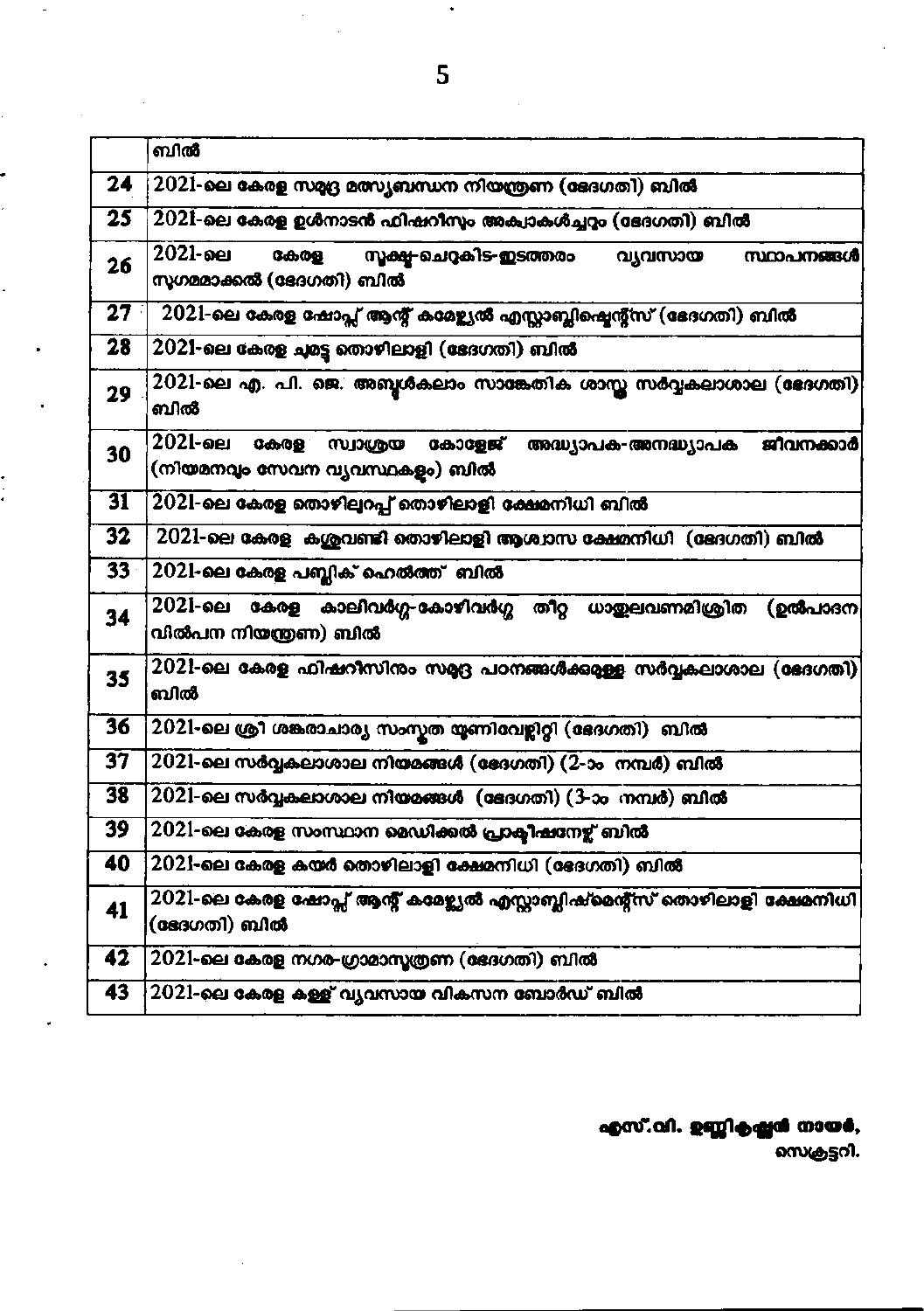| | |
|---|---|
| | ബിൽ |
| 24 | 2021-ലെ കേരള സമുദ്ര മത്സ്യബന്ധന നിയന്ത്രണ (ഭേദഗതി) ബിൽ |
| 25 | 2021-ലെ കേരള ഉൾനാടൻ ഫിഷറീസും അക്വാകൾച്ചറും (ഭേദഗതി) ബിൽ |
| 26 | 2021-ലെ കേരള സൂക്ഷ്മ-ചെറുകിട-ഇടത്തരം വ്യവസായ സ്ഥാപനങ്ങൾ സുഗമമാക്കൽ (ഭേദഗതി) ബിൽ |
| 27 | 2021-ലെ കേരള ഷോപ്പ് ആന്റ് കമേഴ്സ്യൽ എസ്റ്റാബ്ലിഷ്മെന്റ്സ് (ഭേദഗതി) ബിൽ |
| 28 | 2021-ലെ കേരള ചുമട്ട തൊഴിലാളി (ഭേദഗതി) ബിൽ |
| 29 | 2021-ലെ എ. പി. ജെ. അബ്ദുൾകലാം സാങ്കേതിക ശാസ്ത്ര സർവ്വകലാശാല (ഭേദഗതി) ബിൽ |
| 30 | 2021-ലെ കേരള സ്വാശ്രയ കോളേജ് അദ്ധ്യാപക-അനദ്ധ്യാപക ജീവനക്കാർ (നിയമനവും സേവന വ്യവസ്ഥകളും) ബിൽ |
| 31 | 2021-ലെ കേരള തൊഴിലുറപ്പ് തൊഴിലാളി ക്ഷേമനിധി ബിൽ |
| 32 | 2021-ലെ കേരള കശുവണ്ടി തൊഴിലാളി ആശ്വാസ ക്ഷേമനിധി (ഭേദഗതി) ബിൽ |
| 33 | 2021-ലെ കേരള പബ്ലിക് ഹെൽത്ത് ബിൽ |
| 34 | 2021-ലെ കേരള കാലിവർഗ്ഗ-കോഴിവർഗ്ഗ തീറ്റ ധാതുലവണമിശ്രിത (ഉൽപാദന വിൽപന നിയന്ത്രണ) ബിൽ |
| 35 | 2021-ലെ കേരള ഫിഷറീസിനും സമുദ്ര പഠനങ്ങൾക്കുമുള്ള സർവ്വകലാശാല (ഭേദഗതി) ബിൽ |
| 36 | 2021-ലെ ശ്രീ ശങ്കരാചാര്യ സംസ്കൃത യൂണിവേഴ്സിറ്റി (ഭേദഗതി) ബിൽ |
| 37 | 2021-ലെ സർവ്വകലാശാല നിയമങ്ങൾ (ഭേദഗതി) (2-ാം നമ്പർ) ബിൽ |
| 38 | 2021-ലെ സർവ്വകലാശാല നിയമങ്ങൾ (ഭേദഗതി) (3-ാം നമ്പർ) ബിൽ |
| 39 | 2021-ലെ കേരള സംസ്ഥാന മെഡിക്കൽ പ്രാക്ടീഷണേഴ്സ് ബിൽ |
| 40 | 2021-ലെ കേരള കയർ തൊഴിലാളി ക്ഷേമനിധി (ഭേദഗതി) ബിൽ |
| 41 | 2021-ലെ കേരള ഷോപ്പ് ആന്റ് കമേഴ്സ്യൽ എസ്റ്റാബ്ലിഷ്മെന്റ്സ് തൊഴിലാളി ക്ഷേമനിധി (ഭേദഗതി) ബിൽ |
| 42 | 2021-ലെ കേരള നഗര-ഗ്രാമാസൂത്രണ (ഭേദഗതി) ബിൽ |
| 43 | 2021-ലെ കേരള കള്ള് വ്യവസായ വികസന ബോർഡ് ബിൽ |

**എസ്.വി. ഉണ്ണികൃഷ്ണൻ നായർ,**
സെക്രട്ടറി.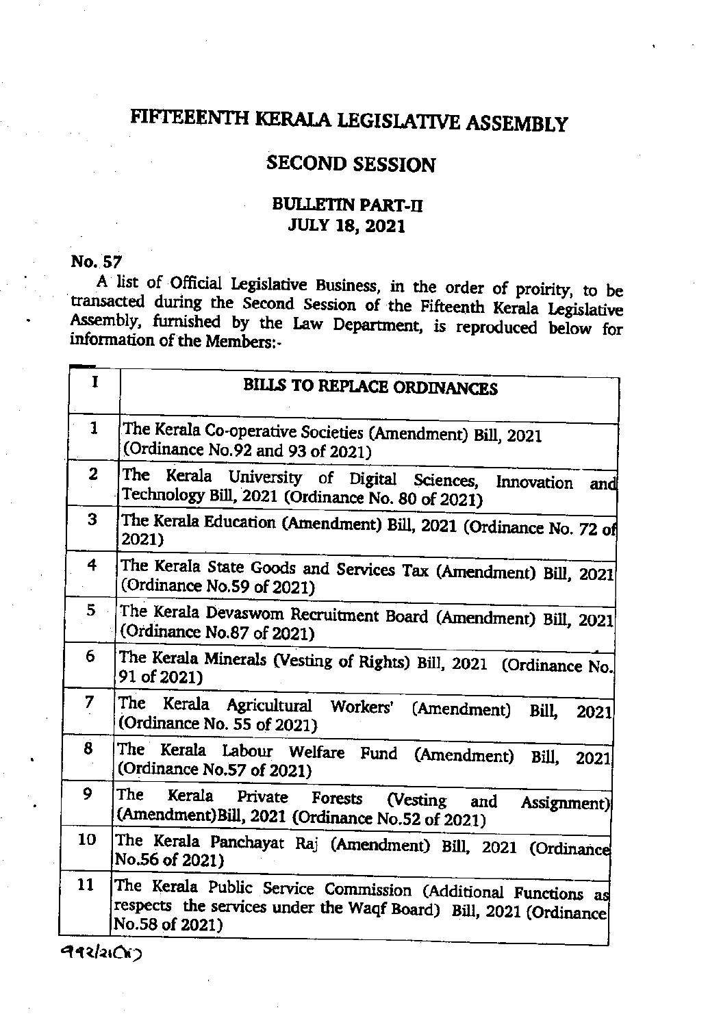# FIFTEEENTH KERALA LEGISLATIVE ASSEMBLY

## SECOND SESSION

### BULLETIN PART-II
### JULY 18, 2021

**No. 57**

A list of Official Legislative Business, in the order of proirity, to be transacted during the Second Session of the Fifteenth Kerala Legislative Assembly, furnished by the Law Department, is reproduced below for information of the Members:-

| I | BILLS TO REPLACE ORDINANCES |
|---|---|
| 1 | The Kerala Co-operative Societies (Amendment) Bill, 2021 (Ordinance No.92 and 93 of 2021) |
| 2 | The Kerala University of Digital Sciences, Innovation and Technology Bill, 2021 (Ordinance No. 80 of 2021) |
| 3 | The Kerala Education (Amendment) Bill, 2021 (Ordinance No. 72 of 2021) |
| 4 | The Kerala State Goods and Services Tax (Amendment) Bill, 2021 (Ordinance No.59 of 2021) |
| 5 | The Kerala Devaswom Recruitment Board (Amendment) Bill, 2021 (Ordinance No.87 of 2021) |
| 6 | The Kerala Minerals (Vesting of Rights) Bill, 2021 (Ordinance No. 91 of 2021) |
| 7 | The Kerala Agricultural Workers' (Amendment) Bill, 2021 (Ordinance No. 55 of 2021) |
| 8 | The Kerala Labour Welfare Fund (Amendment) Bill, 2021 (Ordinance No.57 of 2021) |
| 9 | The Kerala Private Forests (Vesting and Assignment) (Amendment)Bill, 2021 (Ordinance No.52 of 2021) |
| 10 | The Kerala Panchayat Raj (Amendment) Bill, 2021 (Ordinance No.56 of 2021) |
| 11 | The Kerala Public Service Commission (Additional Functions as respects the services under the Waqf Board) Bill, 2021 (Ordinance No.58 of 2021) |

৭৭২/২১(৮)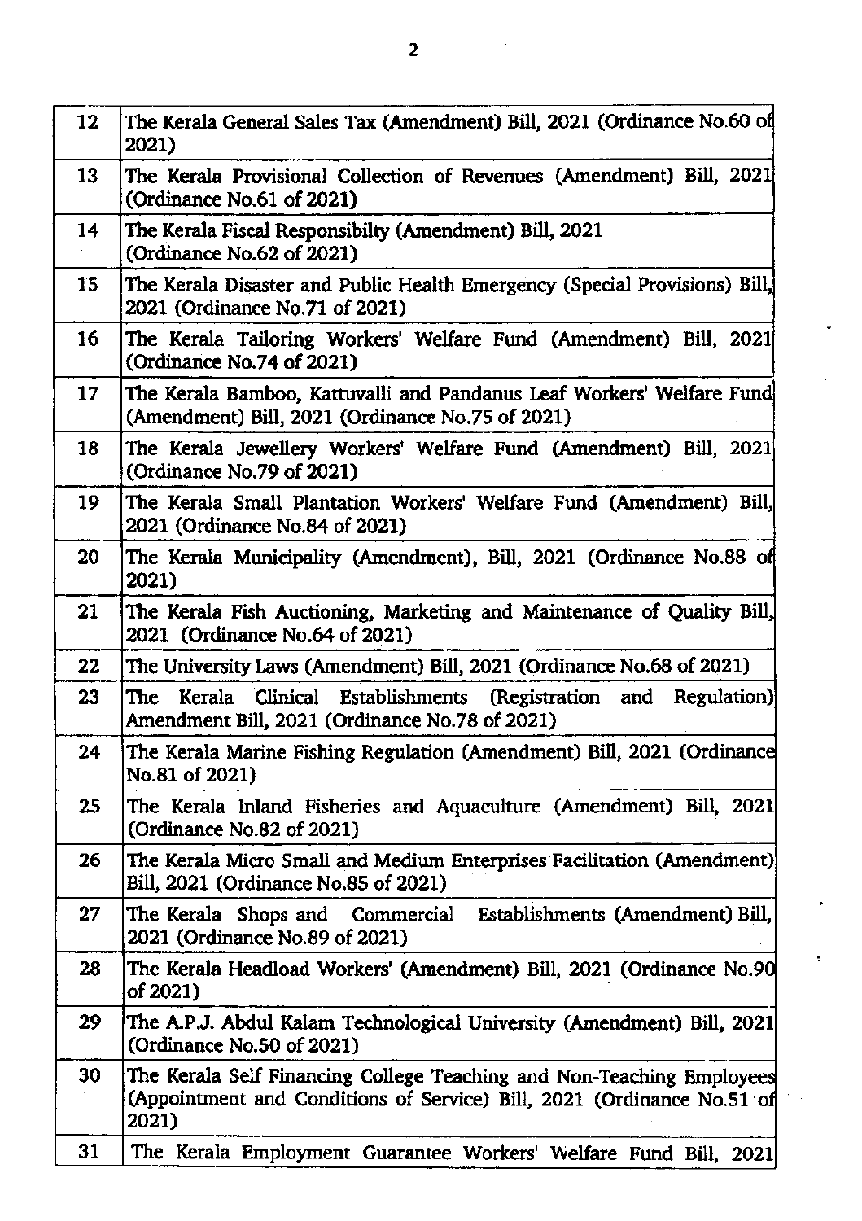| | |
|---|---|
| 12 | The Kerala General Sales Tax (Amendment) Bill, 2021 (Ordinance No.60 of 2021) |
| 13 | The Kerala Provisional Collection of Revenues (Amendment) Bill, 2021 (Ordinance No.61 of 2021) |
| 14 | The Kerala Fiscal Responsibilty (Amendment) Bill, 2021 (Ordinance No.62 of 2021) |
| 15 | The Kerala Disaster and Public Health Emergency (Special Provisions) Bill, 2021 (Ordinance No.71 of 2021) |
| 16 | The Kerala Tailoring Workers' Welfare Fund (Amendment) Bill, 2021 (Ordinance No.74 of 2021) |
| 17 | The Kerala Bamboo, Kattuvalli and Pandanus Leaf Workers' Welfare Fund (Amendment) Bill, 2021 (Ordinance No.75 of 2021) |
| 18 | The Kerala Jewellery Workers' Welfare Fund (Amendment) Bill, 2021 (Ordinance No.79 of 2021) |
| 19 | The Kerala Small Plantation Workers' Welfare Fund (Amendment) Bill, 2021 (Ordinance No.84 of 2021) |
| 20 | The Kerala Municipality (Amendment), Bill, 2021 (Ordinance No.88 of 2021) |
| 21 | The Kerala Fish Auctioning, Marketing and Maintenance of Quality Bill, 2021 (Ordinance No.64 of 2021) |
| 22 | The University Laws (Amendment) Bill, 2021 (Ordinance No.68 of 2021) |
| 23 | The Kerala Clinical Establishments (Registration and Regulation) Amendment Bill, 2021 (Ordinance No.78 of 2021) |
| 24 | The Kerala Marine Fishing Regulation (Amendment) Bill, 2021 (Ordinance No.81 of 2021) |
| 25 | The Kerala Inland Fisheries and Aquaculture (Amendment) Bill, 2021 (Ordinance No.82 of 2021) |
| 26 | The Kerala Micro Small and Medium Enterprises Facilitation (Amendment) Bill, 2021 (Ordinance No.85 of 2021) |
| 27 | The Kerala Shops and Commercial Establishments (Amendment) Bill, 2021 (Ordinance No.89 of 2021) |
| 28 | The Kerala Headload Workers' (Amendment) Bill, 2021 (Ordinance No.90 of 2021) |
| 29 | The A.P.J. Abdul Kalam Technological University (Amendment) Bill, 2021 (Ordinance No.50 of 2021) |
| 30 | The Kerala Self Financing College Teaching and Non-Teaching Employees (Appointment and Conditions of Service) Bill, 2021 (Ordinance No.51 of 2021) |
| 31 | The Kerala Employment Guarantee Workers' Welfare Fund Bill, 2021 |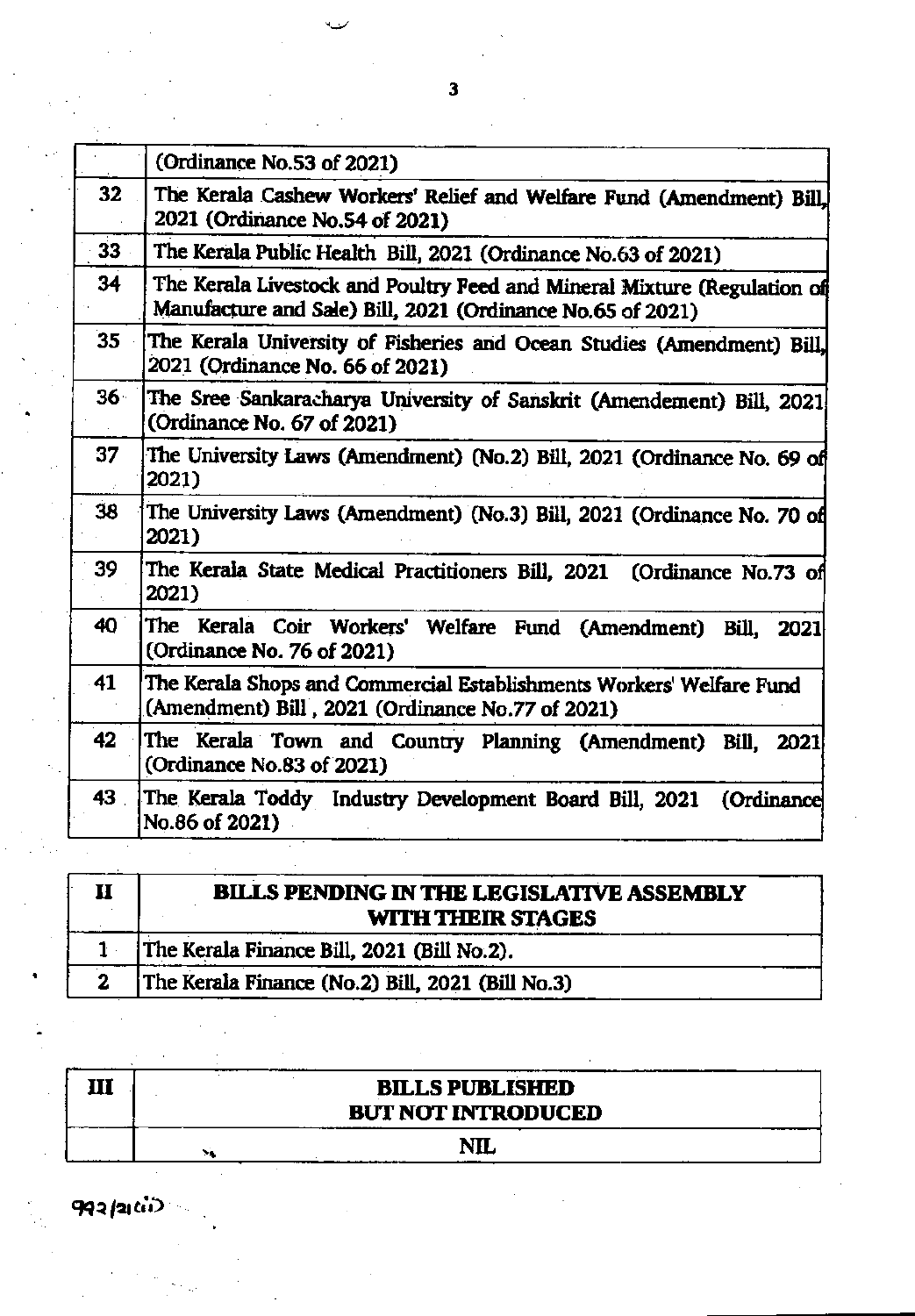| | |
|---|---|
| | (Ordinance No.53 of 2021) |
| 32 | The Kerala Cashew Workers' Relief and Welfare Fund (Amendment) Bill, 2021 (Ordinance No.54 of 2021) |
| 33 | The Kerala Public Health Bill, 2021 (Ordinance No.63 of 2021) |
| 34 | The Kerala Livestock and Poultry Feed and Mineral Mixture (Regulation of Manufacture and Sale) Bill, 2021 (Ordinance No.65 of 2021) |
| 35 | The Kerala University of Fisheries and Ocean Studies (Amendment) Bill, 2021 (Ordinance No. 66 of 2021) |
| 36 | The Sree Sankaracharya University of Sanskrit (Amendement) Bill, 2021 (Ordinance No. 67 of 2021) |
| 37 | The University Laws (Amendment) (No.2) Bill, 2021 (Ordinance No. 69 of 2021) |
| 38 | The University Laws (Amendment) (No.3) Bill, 2021 (Ordinance No. 70 of 2021) |
| 39 | The Kerala State Medical Practitioners Bill, 2021 (Ordinance No.73 of 2021) |
| 40 | The Kerala Coir Workers' Welfare Fund (Amendment) Bill, 2021 (Ordinance No. 76 of 2021) |
| 41 | The Kerala Shops and Commercial Establishments Workers' Welfare Fund (Amendment) Bill , 2021 (Ordinance No.77 of 2021) |
| 42 | The Kerala Town and Country Planning (Amendment) Bill, 2021 (Ordinance No.83 of 2021) |
| 43 | The Kerala Toddy Industry Development Board Bill, 2021 (Ordinance No.86 of 2021) |

| II | BILLS PENDING IN THE LEGISLATIVE ASSEMBLY WITH THEIR STAGES |
|---|---|
| 1 | The Kerala Finance Bill, 2021 (Bill No.2). |
| 2 | The Kerala Finance (No.2) Bill, 2021 (Bill No.3) |

| III | BILLS PUBLISHED BUT NOT INTRODUCED |
|---|---|
| | NIL |

992/21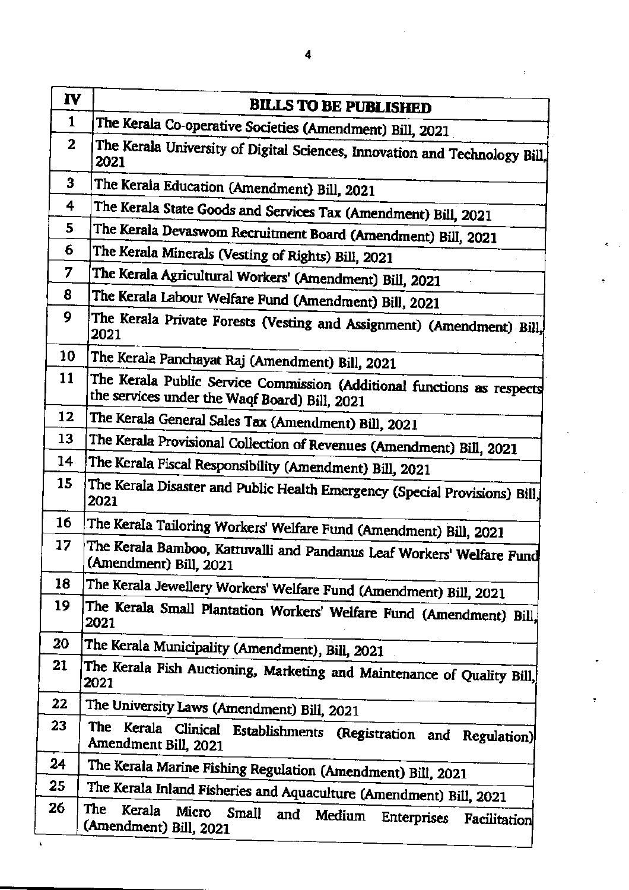| IV | BILLS TO BE PUBLISHED |
| --- | --- |
| 1 | The Kerala Co-operative Societies (Amendment) Bill, 2021 |
| 2 | The Kerala University of Digital Sciences, Innovation and Technology Bill, 2021 |
| 3 | The Kerala Education (Amendment) Bill, 2021 |
| 4 | The Kerala State Goods and Services Tax (Amendment) Bill, 2021 |
| 5 | The Kerala Devaswom Recruitment Board (Amendment) Bill, 2021 |
| 6 | The Kerala Minerals (Vesting of Rights) Bill, 2021 |
| 7 | The Kerala Agricultural Workers' (Amendment) Bill, 2021 |
| 8 | The Kerala Labour Welfare Fund (Amendment) Bill, 2021 |
| 9 | The Kerala Private Forests (Vesting and Assignment) (Amendment) Bill, 2021 |
| 10 | The Kerala Panchayat Raj (Amendment) Bill, 2021 |
| 11 | The Kerala Public Service Commission (Additional functions as respects the services under the Waqf Board) Bill, 2021 |
| 12 | The Kerala General Sales Tax (Amendment) Bill, 2021 |
| 13 | The Kerala Provisional Collection of Revenues (Amendment) Bill, 2021 |
| 14 | The Kerala Fiscal Responsibility (Amendment) Bill, 2021 |
| 15 | The Kerala Disaster and Public Health Emergency (Special Provisions) Bill, 2021 |
| 16 | The Kerala Tailoring Workers' Welfare Fund (Amendment) Bill, 2021 |
| 17 | The Kerala Bamboo, Kattuvalli and Pandanus Leaf Workers' Welfare Fund (Amendment) Bill, 2021 |
| 18 | The Kerala Jewellery Workers' Welfare Fund (Amendment) Bill, 2021 |
| 19 | The Kerala Small Plantation Workers' Welfare Fund (Amendment) Bill, 2021 |
| 20 | The Kerala Municipality (Amendment), Bill, 2021 |
| 21 | The Kerala Fish Auctioning, Marketing and Maintenance of Quality Bill, 2021 |
| 22 | The University Laws (Amendment) Bill, 2021 |
| 23 | The Kerala Clinical Establishments (Registration and Regulation) Amendment Bill, 2021 |
| 24 | The Kerala Marine Fishing Regulation (Amendment) Bill, 2021 |
| 25 | The Kerala Inland Fisheries and Aquaculture (Amendment) Bill, 2021 |
| 26 | The Kerala Micro Small and Medium Enterprises Facilitation (Amendment) Bill, 2021 |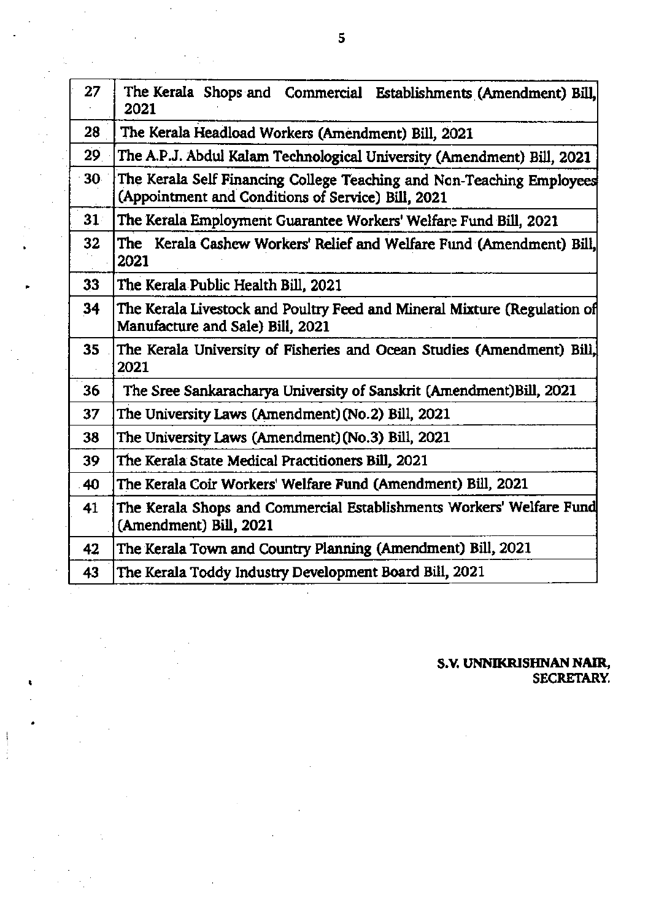| | |
|---|---|
| 27 | The Kerala Shops and Commercial Establishments (Amendment) Bill, 2021 |
| 28 | The Kerala Headload Workers (Amendment) Bill, 2021 |
| 29 | The A.P.J. Abdul Kalam Technological University (Amendment) Bill, 2021 |
| 30 | The Kerala Self Financing College Teaching and Non-Teaching Employees (Appointment and Conditions of Service) Bill, 2021 |
| 31 | The Kerala Employment Guarantee Workers' Welfare Fund Bill, 2021 |
| 32 | The Kerala Cashew Workers' Relief and Welfare Fund (Amendment) Bill, 2021 |
| 33 | The Kerala Public Health Bill, 2021 |
| 34 | The Kerala Livestock and Poultry Feed and Mineral Mixture (Regulation of Manufacture and Sale) Bill, 2021 |
| 35 | The Kerala University of Fisheries and Ocean Studies (Amendment) Bill, 2021 |
| 36 | The Sree Sankaracharya University of Sanskrit (Amendment)Bill, 2021 |
| 37 | The University Laws (Amendment)(No.2) Bill, 2021 |
| 38 | The University Laws (Amendment)(No.3) Bill, 2021 |
| 39 | The Kerala State Medical Practitioners Bill, 2021 |
| 40 | The Kerala Coir Workers' Welfare Fund (Amendment) Bill, 2021 |
| 41 | The Kerala Shops and Commercial Establishments Workers' Welfare Fund (Amendment) Bill, 2021 |
| 42 | The Kerala Town and Country Planning (Amendment) Bill, 2021 |
| 43 | The Kerala Toddy Industry Development Board Bill, 2021 |

**S.V. UNNIKRISHNAN NAIR,**
**SECRETARY.**